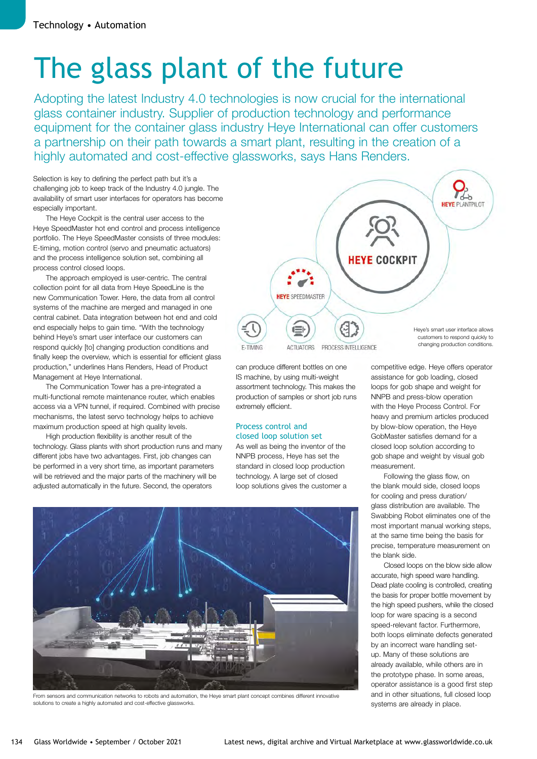# The glass plant of the future

Adopting the latest Industry 4.0 technologies is now crucial for the international glass container industry. Supplier of production technology and performance equipment for the container glass industry Heye International can offer customers a partnership on their path towards a smart plant, resulting in the creation of a highly automated and cost-effective glassworks, says Hans Renders.

Selection is key to defining the perfect path but it's a challenging job to keep track of the Industry 4.0 jungle. The availability of smart user interfaces for operators has become especially important.

The Heye Cockpit is the central user access to the Heye SpeedMaster hot end control and process intelligence portfolio. The Heye SpeedMaster consists of three modules: E-timing, motion control (servo and pneumatic actuators) and the process intelligence solution set, combining all process control closed loops.

The approach employed is user-centric. The central collection point for all data from Heye SpeedLine is the new Communication Tower. Here, the data from all control systems of the machine are merged and managed in one central cabinet. Data integration between hot end and cold end especially helps to gain time. "With the technology behind Heye's smart user interface our customers can respond quickly [to] changing production conditions and finally keep the overview, which is essential for efficient glass production," underlines Hans Renders, Head of Product Management at Heye International.

The Communication Tower has a pre-integrated a multi-functional remote maintenance router, which enables access via a VPN tunnel, if required. Combined with precise mechanisms, the latest servo technology helps to achieve maximum production speed at high quality levels.

High production flexibility is another result of the technology. Glass plants with short production runs and many different jobs have two advantages. First, job changes can be performed in a very short time, as important parameters will be retrieved and the major parts of the machinery will be adjusted automatically in the future. Second, the operators can produce different bottles on one IS machine, by using multi-weight assortment technology. This makes the production of samples or short job runs extremely efficient.

HEYE PLANTPILOT

HEYE COCKPIT

HEYE SPEEDMASTER

E-TIMING | ACTUATORS | PROCESS INTELLIGENCE

Heye's smart user interface allows customers to respond quickly to changing production conditions.

## Process control and closed loop solution set

As well as being the inventor of the NNPB process, Heye has set the standard in closed loop production technology. A large set of closed loop solutions gives the customer a competitive edge. Heye offers operator assistance for gob loading, closed loops for gob shape and weight for NNPB and press-blow operation with the Heye Process Control. For heavy and premium articles produced by blow-blow operation, the Heye GobMaster satisfies demand for a closed loop solution according to gob shape and weight by visual gob measurement.

Following the glass flow, on the blank mould side, closed loops for cooling and press duration/ glass distribution are available. The Swabbing Robot eliminates one of the most important manual working steps, at the same time being the basis for precise, temperature measurement on the blank side.

Closed loops on the blow side allow accurate, high speed ware handling. Dead plate cooling is controlled, creating the basis for proper bottle movement by the high speed pushers, while the closed loop for ware spacing is a second speed-relevant factor. Furthermore, both loops eliminate defects generated by an incorrect ware handling set-up. Many of these solutions are already available, while others are in the prototype phase. In some areas, operator assistance is a good first step and in other situations, full closed loop systems are already in place.

From sensors and communication networks to robots and automation, the Heye smart plant concept combines different innovative solutions to create a highly automated and cost-effective glassworks.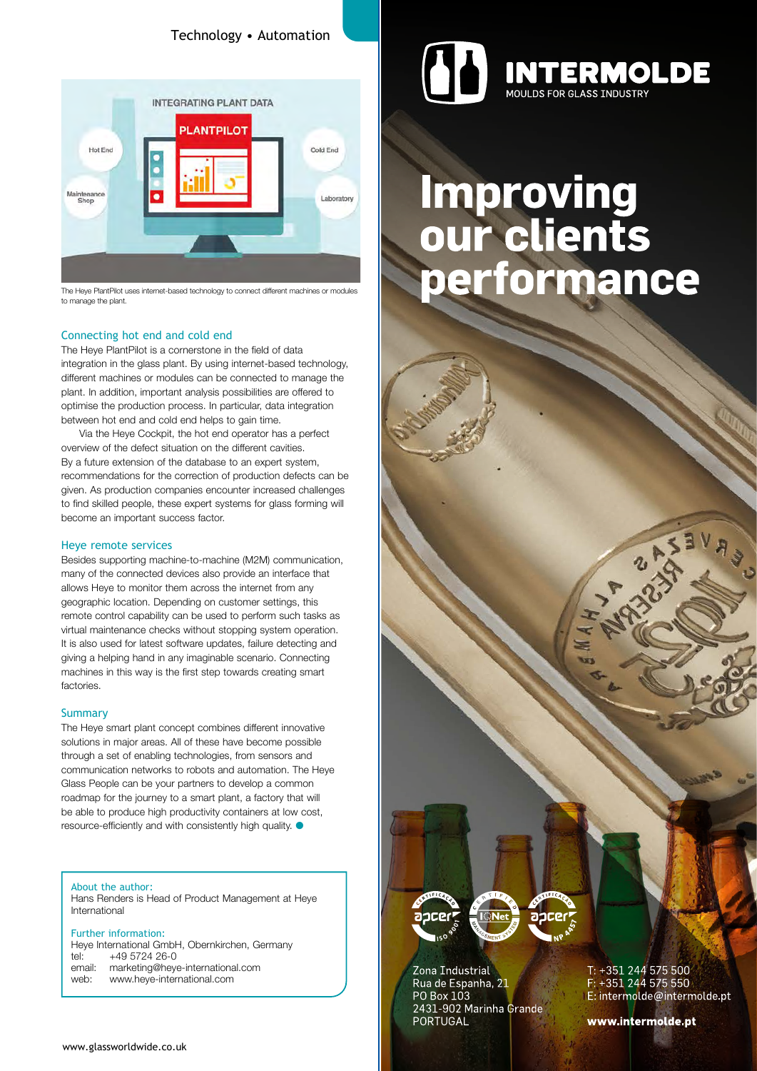INTEGRATING PLANT DATA

PLANTPILOT

Hot End

Cold End

Maintenance Shop

Laboratory

The Heye PlantPilot uses internet-based technology to connect different machines or modules to manage the plant.

### Connecting hot end and cold end

The Heye PlantPilot is a cornerstone in the field of data integration in the glass plant. By using internet-based technology, different machines or modules can be connected to manage the plant. In addition, important analysis possibilities are offered to optimise the production process. In particular, data integration between hot end and cold end helps to gain time.

Via the Heye Cockpit, the hot end operator has a perfect overview of the defect situation on the different cavities. By a future extension of the database to an expert system, recommendations for the correction of production defects can be given. As production companies encounter increased challenges to find skilled people, these expert systems for glass forming will become an important success factor.

### Heye remote services

Besides supporting machine-to-machine (M2M) communication, many of the connected devices also provide an interface that allows Heye to monitor them across the internet from any geographic location. Depending on customer settings, this remote control capability can be used to perform such tasks as virtual maintenance checks without stopping system operation. It is also used for latest software updates, failure detecting and giving a helping hand in any imaginable scenario. Connecting machines in this way is the first step towards creating smart factories.

### Summary

The Heye smart plant concept combines different innovative solutions in major areas. All of these have become possible through a set of enabling technologies, from sensors and communication networks to robots and automation. The Heye Glass People can be your partners to develop a common roadmap for the journey to a smart plant, a factory that will be able to produce high productivity containers at low cost, resource-efficiently and with consistently high quality. ●

**About the author:**
Hans Renders is Head of Product Management at Heye International

**Further information:**
Heye International GmbH, Obernkirchen, Germany
tel: +49 5724 26-0
email: marketing@heye-international.com
web: www.heye-international.com

INTERMOLDE
MOULDS FOR GLASS INDUSTRY

# Improving our clients performance

Zona Industrial
Rua de Espanha, 21
PO Box 103
2431-902 Marinha Grande
PORTUGAL

T: +351 244 575 500
F: +351 244 575 550
E: intermolde@intermolde.pt

**www.intermolde.pt**